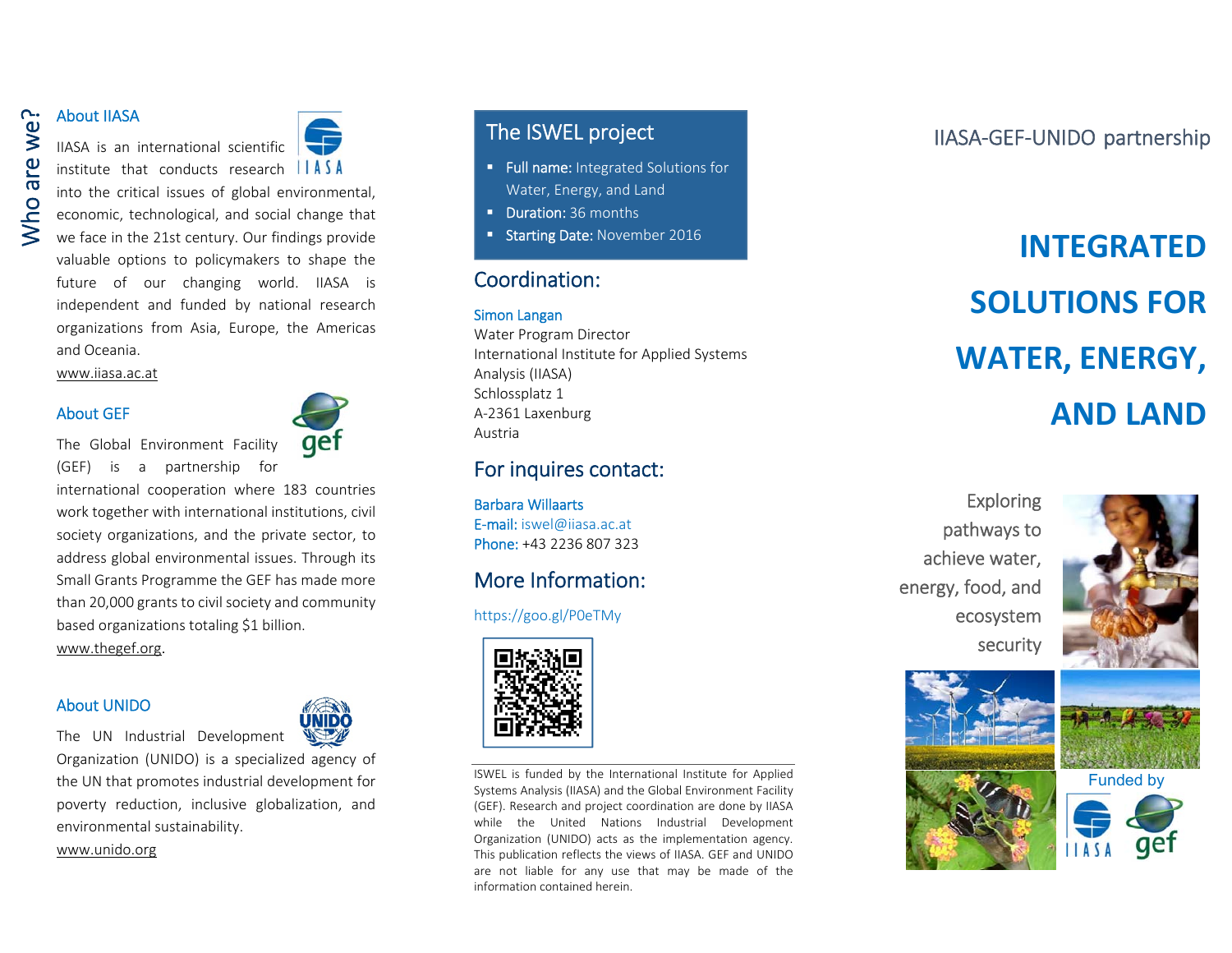# Who are we?

## About IIASA

IIASA is an international scientific institute that conducts research into the critical issues of global environmental, economic, technological, and social change that we face in the 21st century. Our findings provide valuable options to policymakers to shape the future of our changing world. IIASA is independent and funded by national research organizations from Asia, Europe, the Americas and Oceania.

www.iiasa.ac.at

## About GEF

The Global Environment Facility (GEF) is a partnership for international cooperation where 183 countries work together with international institutions, civil society organizations, and the private sector, to address global environmental issues. Through its Small Grants Programme the GEF has made more than 20,000 grants to civil society and community based organizations totaling $1 billion.

www.thegef.org.

## About UNIDO

The UN Industrial Development Organization (UNIDO) is a specialized agency of the UN that promotes industrial development for poverty reduction, inclusive globalization, and environmental sustainability.

www.unido.org

## The ISWEL project

- **Full name:** Integrated Solutions for Water, Energy, and Land
- **Duration:** 36 months
- **Starting Date:** November 2016

## Coordination:

Simon Langan
Water Program Director
International Institute for Applied Systems Analysis (IIASA)
Schlossplatz 1
A-2361 Laxenburg
Austria

## For inquires contact:

Barbara Willaarts
E-mail: iswel@iiasa.ac.at
Phone: +43 2236 807 323

## More Information:

https://goo.gl/P0eTMy

ISWEL is funded by the International Institute for Applied Systems Analysis (IIASA) and the Global Environment Facility (GEF). Research and project coordination are done by IIASA while the United Nations Industrial Development Organization (UNIDO) acts as the implementation agency. This publication reflects the views of IIASA. GEF and UNIDO are not liable for any use that may be made of the information contained herein.

IIASA-GEF-UNIDO partnership

# INTEGRATED SOLUTIONS FOR WATER, ENERGY, AND LAND

Exploring pathways to achieve water, energy, food, and ecosystem security

Funded by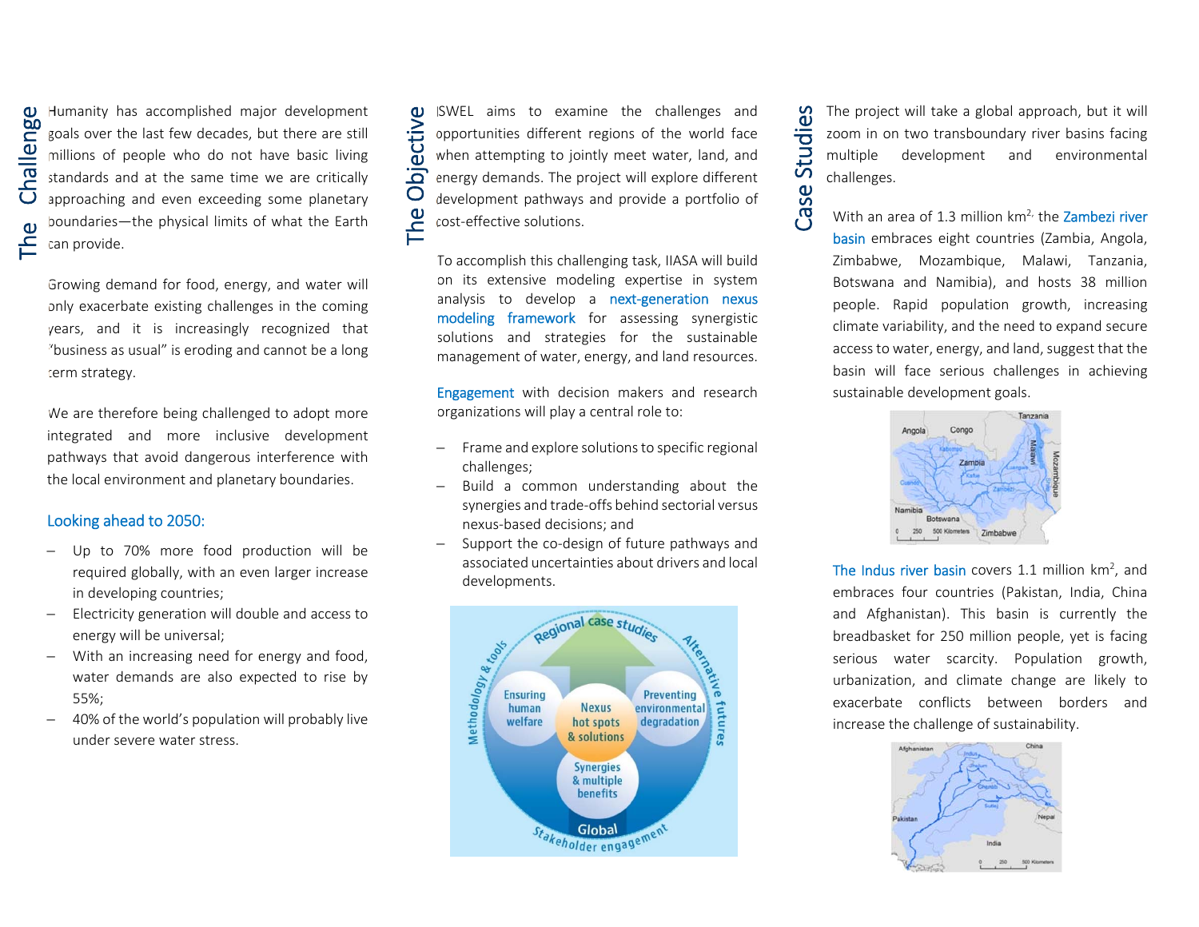## The Challenge

Humanity has accomplished major development goals over the last few decades, but there are still millions of people who do not have basic living standards and at the same time we are critically approaching and even exceeding some planetary boundaries—the physical limits of what the Earth can provide.

Growing demand for food, energy, and water will only exacerbate existing challenges in the coming years, and it is increasingly recognized that "business as usual" is eroding and cannot be a long term strategy.

We are therefore being challenged to adopt more integrated and more inclusive development pathways that avoid dangerous interference with the local environment and planetary boundaries.

### Looking ahead to 2050:

- Up to 70% more food production will be required globally, with an even larger increase in developing countries;
- Electricity generation will double and access to energy will be universal;
- With an increasing need for energy and food, water demands are also expected to rise by 55%;
- 40% of the world's population will probably live under severe water stress.

## The Objective

ISWEL aims to examine the challenges and opportunities different regions of the world face when attempting to jointly meet water, land, and energy demands. The project will explore different development pathways and provide a portfolio of cost-effective solutions.

To accomplish this challenging task, IIASA will build on its extensive modeling expertise in system analysis to develop a next-generation nexus modeling framework for assessing synergistic solutions and strategies for the sustainable management of water, energy, and land resources.

Engagement with decision makers and research organizations will play a central role to:

- Frame and explore solutions to specific regional challenges;
- Build a common understanding about the synergies and trade-offs behind sectorial versus nexus-based decisions; and
- Support the co-design of future pathways and associated uncertainties about drivers and local developments.

Regional case studies
Methodology & tools
Alternative futures
Ensuring human welfare
Nexus hot spots & solutions
Preventing environmental degradation
Synergies & multiple benefits
Global
Stakeholder engagement

## Case Studies

The project will take a global approach, but it will zoom in on two transboundary river basins facing multiple development and environmental challenges.

With an area of 1.3 million km$^2$, the Zambezi river basin embraces eight countries (Zambia, Angola, Zimbabwe, Mozambique, Malawi, Tanzania, Botswana and Namibia), and hosts 38 million people. Rapid population growth, increasing climate variability, and the need to expand secure access to water, energy, and land, suggest that the basin will face serious challenges in achieving sustainable development goals.

Angola
Congo
Tanzania
Zambia
Malawi
Mozambique
Namibia
Botswana
Zimbabwe
0 250 500 Kilometers

The Indus river basin covers 1.1 million km$^2$, and embraces four countries (Pakistan, India, China and Afghanistan). This basin is currently the breadbasket for 250 million people, yet is facing serious water scarcity. Population growth, urbanization, and climate change are likely to exacerbate conflicts between borders and increase the challenge of sustainability.

Afghanistan
China
Pakistan
Nepal
India
0 250 500 Kilometers